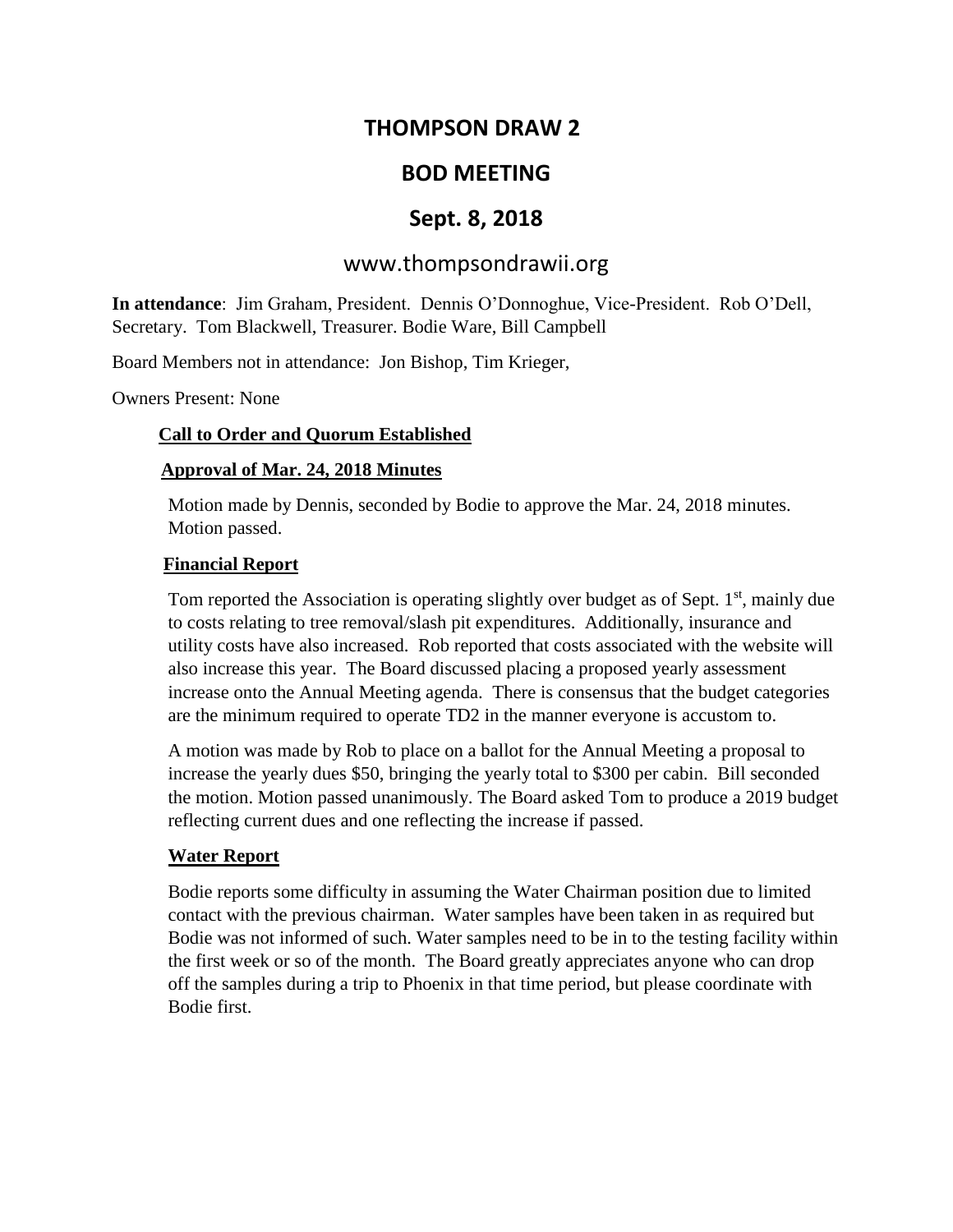# THOMPSON DRAW 2

## BOD MEETING

## Sept. 8, 2018

www.thompsondrawii.org

**In attendance**: Jim Graham, President. Dennis O'Donnoghue, Vice-President. Rob O'Dell, Secretary. Tom Blackwell, Treasurer. Bodie Ware, Bill Campbell

Board Members not in attendance: Jon Bishop, Tim Krieger,

Owners Present: None

**Call to Order and Quorum Established**

**Approval of Mar. 24, 2018 Minutes**

Motion made by Dennis, seconded by Bodie to approve the Mar. 24, 2018 minutes. Motion passed.

**Financial Report**

Tom reported the Association is operating slightly over budget as of Sept. 1st, mainly due to costs relating to tree removal/slash pit expenditures. Additionally, insurance and utility costs have also increased. Rob reported that costs associated with the website will also increase this year. The Board discussed placing a proposed yearly assessment increase onto the Annual Meeting agenda. There is consensus that the budget categories are the minimum required to operate TD2 in the manner everyone is accustom to.

A motion was made by Rob to place on a ballot for the Annual Meeting a proposal to increase the yearly dues $50, bringing the yearly total to $300 per cabin. Bill seconded the motion. Motion passed unanimously. The Board asked Tom to produce a 2019 budget reflecting current dues and one reflecting the increase if passed.

**Water Report**

Bodie reports some difficulty in assuming the Water Chairman position due to limited contact with the previous chairman. Water samples have been taken in as required but Bodie was not informed of such. Water samples need to be in to the testing facility within the first week or so of the month. The Board greatly appreciates anyone who can drop off the samples during a trip to Phoenix in that time period, but please coordinate with Bodie first.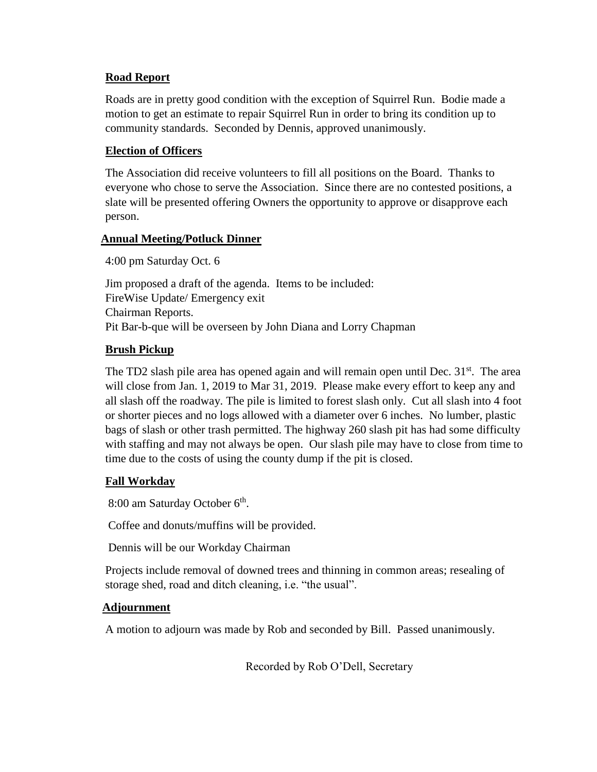## Road Report

Roads are in pretty good condition with the exception of Squirrel Run. Bodie made a motion to get an estimate to repair Squirrel Run in order to bring its condition up to community standards. Seconded by Dennis, approved unanimously.

## Election of Officers

The Association did receive volunteers to fill all positions on the Board. Thanks to everyone who chose to serve the Association. Since there are no contested positions, a slate will be presented offering Owners the opportunity to approve or disapprove each person.

## Annual Meeting/Potluck Dinner

4:00 pm Saturday Oct. 6

Jim proposed a draft of the agenda. Items to be included:
FireWise Update/ Emergency exit
Chairman Reports.
Pit Bar-b-que will be overseen by John Diana and Lorry Chapman

## Brush Pickup

The TD2 slash pile area has opened again and will remain open until Dec. 31st. The area will close from Jan. 1, 2019 to Mar 31, 2019. Please make every effort to keep any and all slash off the roadway. The pile is limited to forest slash only. Cut all slash into 4 foot or shorter pieces and no logs allowed with a diameter over 6 inches. No lumber, plastic bags of slash or other trash permitted. The highway 260 slash pit has had some difficulty with staffing and may not always be open. Our slash pile may have to close from time to time due to the costs of using the county dump if the pit is closed.

## Fall Workday

8:00 am Saturday October 6th.

Coffee and donuts/muffins will be provided.

Dennis will be our Workday Chairman

Projects include removal of downed trees and thinning in common areas; resealing of storage shed, road and ditch cleaning, i.e. "the usual".

## Adjournment

A motion to adjourn was made by Rob and seconded by Bill. Passed unanimously.

Recorded by Rob O'Dell, Secretary